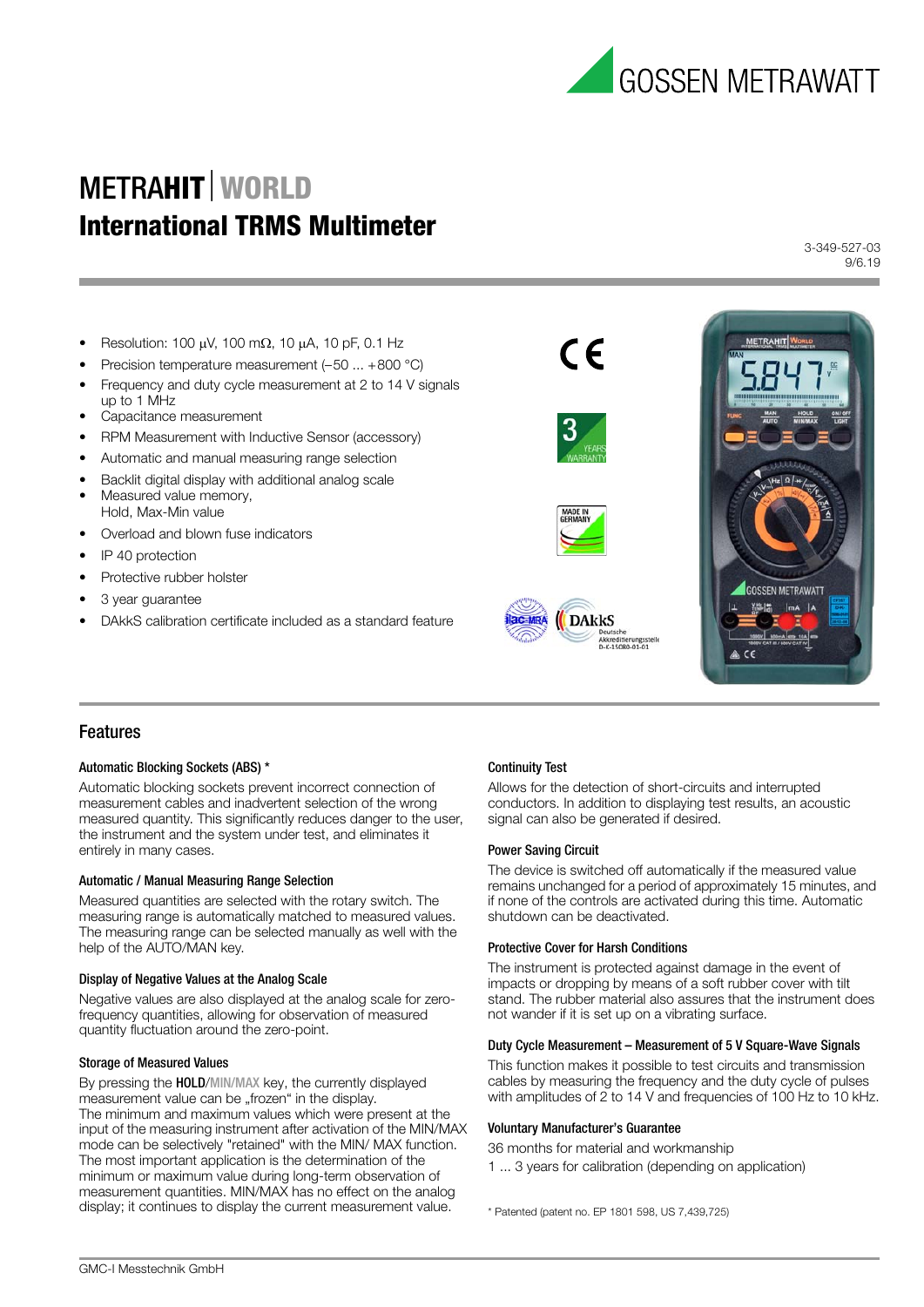GOSSEN METRAWATT

# METRAHIT | WORLD
## International TRMS Multimeter

3-349-527-03
9/6.19

- Resolution: 100 µV, 100 mΩ, 10 µA, 10 pF, 0.1 Hz
- Precision temperature measurement (–50 ... +800 °C)
- Frequency and duty cycle measurement at 2 to 14 V signals up to 1 MHz
- Capacitance measurement
- RPM Measurement with Inductive Sensor (accessory)
- Automatic and manual measuring range selection
- Backlit digital display with additional analog scale
- Measured value memory, Hold, Max-Min value
- Overload and blown fuse indicators
- IP 40 protection
- Protective rubber holster
- 3 year guarantee
- DAkkS calibration certificate included as a standard feature

## Features

### Automatic Blocking Sockets (ABS) *

Automatic blocking sockets prevent incorrect connection of measurement cables and inadvertent selection of the wrong measured quantity. This significantly reduces danger to the user, the instrument and the system under test, and eliminates it entirely in many cases.

### Automatic / Manual Measuring Range Selection

Measured quantities are selected with the rotary switch. The measuring range is automatically matched to measured values. The measuring range can be selected manually as well with the help of the AUTO/MAN key.

### Display of Negative Values at the Analog Scale

Negative values are also displayed at the analog scale for zero-frequency quantities, allowing for observation of measured quantity fluctuation around the zero-point.

### Storage of Measured Values

By pressing the **HOLD**/MIN/MAX key, the currently displayed measurement value can be „frozen" in the display.
The minimum and maximum values which were present at the input of the measuring instrument after activation of the MIN/MAX mode can be selectively "retained" with the MIN/ MAX function. The most important application is the determination of the minimum or maximum value during long-term observation of measurement quantities. MIN/MAX has no effect on the analog display; it continues to display the current measurement value.

### Continuity Test

Allows for the detection of short-circuits and interrupted conductors. In addition to displaying test results, an acoustic signal can also be generated if desired.

### Power Saving Circuit

The device is switched off automatically if the measured value remains unchanged for a period of approximately 15 minutes, and if none of the controls are activated during this time. Automatic shutdown can be deactivated.

### Protective Cover for Harsh Conditions

The instrument is protected against damage in the event of impacts or dropping by means of a soft rubber cover with tilt stand. The rubber material also assures that the instrument does not wander if it is set up on a vibrating surface.

### Duty Cycle Measurement – Measurement of 5 V Square-Wave Signals

This function makes it possible to test circuits and transmission cables by measuring the frequency and the duty cycle of pulses with amplitudes of 2 to 14 V and frequencies of 100 Hz to 10 kHz.

### Voluntary Manufacturer's Guarantee

36 months for material and workmanship

1 ... 3 years for calibration (depending on application)

* Patented (patent no. EP 1801 598, US 7,439,725)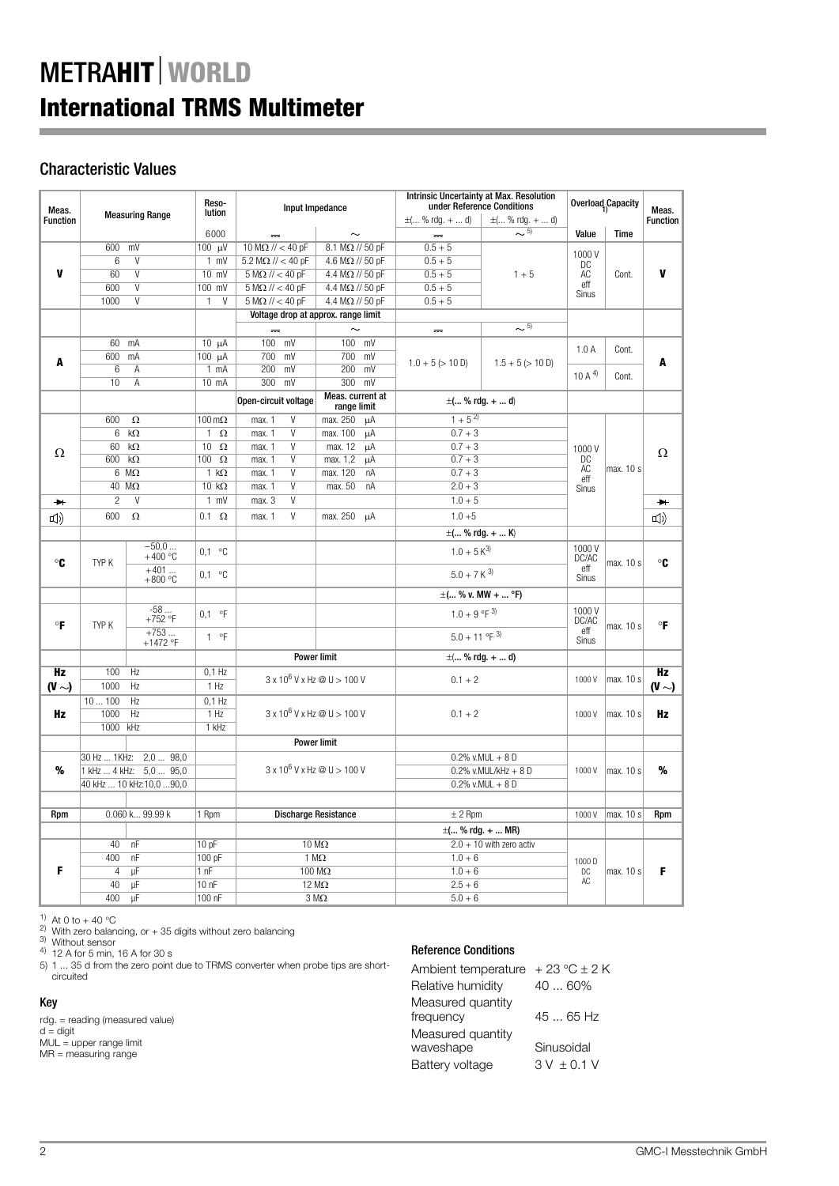# METRA**HIT** | WORLD

# International TRMS Multimeter

## Characteristic Values

| Meas. Function | Measuring Range | | Resolution | Input Impedance | | Intrinsic Uncertainty at Max. Resolution under Reference Conditions | | Overload Capacity [1] | | Meas. Function |
|---|---|---|---|---|---|---|---|---|---|---|
| | | | | | | ±(... % rdg. + ... d) | ±(... % rdg. + ... d) | | | |
| | | | 6000 | ⎓ | ~ | ⎓ | ~ [5] | Value | Time | |
| **V** | 600 mV | | 100 µV | 10 MΩ // < 40 pF | 8.1 MΩ // 50 pF | 0.5 + 5 | 1 + 5 | 1000 V DC AC eff Sinus | Cont. | **V** |
| | 6 V | | 1 mV | 5.2 MΩ // < 40 pF | 4.6 MΩ // 50 pF | 0.5 + 5 | | | | |
| | 60 V | | 10 mV | 5 MΩ // < 40 pF | 4.4 MΩ // 50 pF | 0.5 + 5 | | | | |
| | 600 V | | 100 mV | 5 MΩ // < 40 pF | 4.4 MΩ // 50 pF | 0.5 + 5 | | | | |
| | 1000 V | | 1 V | 5 MΩ // < 40 pF | 4.4 MΩ // 50 pF | 0.5 + 5 | | | | |
| | | | | Voltage drop at approx. range limit | | | | | | |
| | | | | ⎓ | ~ | ⎓ | ~ [5] | | | |
| **A** | 60 mA | | 10 µA | 100 mV | 100 mV | 1.0 + 5 (> 10 D) | 1.5 + 5 (> 10 D) | 1.0 A | Cont. | **A** |
| | 600 mA | | 100 µA | 700 mV | 700 mV | | | | | |
| | 6 A | | 1 mA | 200 mV | 200 mV | | | 10 A [4] | Cont. | |
| | 10 A | | 10 mA | 300 mV | 300 mV | | | | | |
| | | | | Open-circuit voltage | Meas. current at range limit | ±(... % rdg. + ... d) | | | | |
| Ω | 600 Ω | | 100 mΩ | max. 1 V | max. 250 µA | 1 + 5 [2] | | 1000 V DC AC eff Sinus | max. 10 s | Ω |
| | 6 kΩ | | 1 Ω | max. 1 V | max. 100 µA | 0.7 + 3 | | | | |
| | 60 kΩ | | 10 Ω | max. 1 V | max. 12 µA | 0.7 + 3 | | | | |
| | 600 kΩ | | 100 Ω | max. 1 V | max. 1,2 µA | 0.7 + 3 | | | | |
| | 6 MΩ | | 1 kΩ | max. 1 V | max. 120 nA | 0.7 + 3 | | | | |
| | 40 MΩ | | 10 kΩ | max. 1 V | max. 50 nA | 2.0 + 3 | | | | |
| ⏩ | 2 V | | 1 mV | max. 3 V | | 1.0 + 5 | | | | ⏩ |
| 🔊 | 600 Ω | | 0.1 Ω | max. 1 V | max. 250 µA | 1.0 +5 | | | | 🔊 |
| | | | | | | ±(... % rdg. + ... K) | | | | |
| **°C** | TYP K | −50,0 ... +400 °C | 0,1 °C | | | 1.0 + 5 K [3] | | 1000 V DC/AC eff Sinus | max. 10 s | **°C** |
| | | +401 ... +800 °C | 0,1 °C | | | 5.0 + 7 K [3] | | | | |
| | | | | | | ±(... % v. MW + ... °F) | | | | |
| **°F** | TYP K | -58 ... +752 °F | 0,1 °F | | | 1.0 + 9 °F [3] | | 1000 V DC/AC eff Sinus | max. 10 s | **°F** |
| | | +753 ... +1472 °F | 1 °F | | | 5.0 + 11 °F [3] | | | | |
| | | | | Power limit | | ±(... % rdg. + ... d) | | | | |
| **Hz (V ~)** | 100 Hz | | 0,1 Hz | $3 \times 10^6$ V x Hz @ U > 100 V | | 0.1 + 2 | | 1000 V | max. 10 s | **Hz (V ~)** |
| | 1000 Hz | | 1 Hz | | | | | | | |
| **Hz** | 10 ... 100 Hz | | 0,1 Hz | $3 \times 10^6$ V x Hz @ U > 100 V | | 0.1 + 2 | | 1000 V | max. 10 s | **Hz** |
| | 1000 Hz | | 1 Hz | | | | | | | |
| | 1000 kHz | | 1 kHz | | | | | | | |
| | | | | Power limit | | | | | | |
| **%** | 30 Hz ... 1KHz: 2,0 ... 98,0 | | | $3 \times 10^6$ V x Hz @ U > 100 V | | 0.2% v.MUL + 8 D | | 1000 V | max. 10 s | **%** |
| | 1 kHz ... 4 kHz: 5,0 ... 95,0 | | | | | 0.2% v.MUL/kHz + 8 D | | | | |
| | 40 kHz ... 10 kHz:10,0 ...90,0 | | | | | 0.2% v.MUL + 8 D | | | | |
| | | | | | | | | | | |
| **Rpm** | 0.060 k... 99.99 k | | 1 Rpm | Discharge Resistance | | ± 2 Rpm | | 1000 V | max. 10 s | **Rpm** |
| | | | | | | ±(... % rdg. + ... MR) | | | | |
| **F** | 40 nF | | 10 pF | 10 MΩ | | 2.0 + 10 with zero activ | | 1000 D DC AC | max. 10 s | **F** |
| | 400 nF | | 100 pF | 1 MΩ | | 1.0 + 6 | | | | |
| | 4 µF | | 1 nF | 100 MΩ | | 1.0 + 6 | | | | |
| | 40 µF | | 10 nF | 12 MΩ | | 2.5 + 6 | | | | |
| | 400 µF | | 100 nF | 3 MΩ | | 5.0 + 6 | | | | |

[1] At 0 to + 40 °C
[2] With zero balancing, or + 35 digits without zero balancing
[3] Without sensor
[4] 12 A for 5 min, 16 A for 30 s
5) 1 ... 35 d from the zero point due to TRMS converter when probe tips are short-circuited

### Key

rdg. = reading (measured value)
d = digit
MUL = upper range limit
MR = measuring range

### Reference Conditions

| | |
|---|---|
| Ambient temperature | + 23 °C ± 2 K |
| Relative humidity | 40 ... 60% |
| Measured quantity frequency | 45 ... 65 Hz |
| Measured quantity waveshape | Sinusoidal |
| Battery voltage | 3 V ± 0.1 V |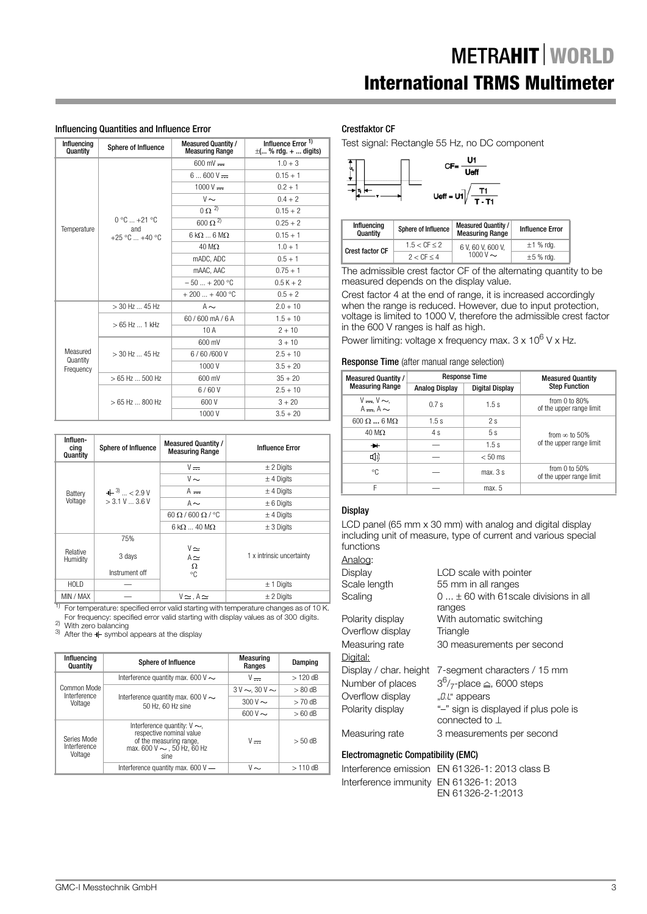## Influencing Quantities and Influence Error

| Influencing Quantity | Sphere of Influence | Measured Quantity / Measuring Range | Influence Error [1] ±(... % rdg. + ... digits) |
|---|---|---|---|
| Temperature | 0 °C ... +21 °C and +25 °C ... +40 °C | 600 mV ⎓ | 1.0 + 3 |
| | | 6 ... 600 V ⎓ | 0.15 + 1 |
| | | 1000 V ⎓ | 0.2 + 1 |
| | | V ∼ | 0.4 + 2 |
| | | 0 Ω [2] | 0.15 + 2 |
| | | 600 Ω [2] | 0.25 + 2 |
| | | 6 kΩ ... 6 MΩ | 0.15 + 1 |
| | | 40 MΩ | 1.0 + 1 |
| | | mADC, ADC | 0.5 + 1 |
| | | mAAC, AAC | 0.75 + 1 |
| | | – 50 ... + 200 °C | 0.5 K + 2 |
| | | + 200 ... + 400 °C | 0.5 + 2 |
| Measured Quantity Frequency | > 30 Hz ... 45 Hz | A ∼ | 2.0 + 10 |
| | > 65 Hz ... 1 kHz | 60 / 600 mA / 6 A | 1.5 + 10 |
| | | 10 A | 2 + 10 |
| | > 30 Hz ... 45 Hz | 600 mV | 3 + 10 |
| | | 6 / 60 /600 V | 2.5 + 10 |
| | | 1000 V | 3.5 + 20 |
| | > 65 Hz ... 500 Hz | 600 mV | 35 + 20 |
| | > 65 Hz ... 800 Hz | 6 / 60 V | 2.5 + 10 |
| | | 600 V | 3 + 20 |
| | | 1000 V | 3.5 + 20 |

| Influencing Quantity | Sphere of Influence | Measured Quantity / Measuring Range | Influence Error |
|---|---|---|---|
| Battery Voltage | ⊣⊢ [3] ... < 2.9 V > 3.1 V ... 3.6 V | V ⎓ | ± 2 Digits |
| | | V ∼ | ± 4 Digits |
| | | A ⎓ | ± 4 Digits |
| | | A ∼ | ± 6 Digits |
| | | 60 Ω / 600 Ω / °C | ± 4 Digits |
| | | 6 kΩ ... 40 MΩ | ± 3 Digits |
| Relative Humidity | 75% 3 days Instrument off | V ≃ A ≃ Ω °C | 1 x intrinsic uncertainty |
| HOLD | — | | ± 1 Digits |
| MIN / MAX | — | V ≃ , A ≃ | ± 2 Digits |

[1] For temperature: specified error valid starting with temperature changes as of 10 K. For frequency: specified error valid starting with display values as of 300 digits.
[2] With zero balancing
[3] After the ⊣⊢ symbol appears at the display

| Influencing Quantity | Sphere of Influence | Measuring Ranges | Damping |
|---|---|---|---|
| Common Mode Interference Voltage | Interference quantity max. 600 V ∼ | V ⎓ | > 120 dB |
| | Interference quantity max. 600 V ∼ 50 Hz, 60 Hz sine | 3 V ∼, 30 V ∼ | > 80 dB |
| | | 300 V ∼ | > 70 dB |
| | | 600 V ∼ | > 60 dB |
| Series Mode Interference Voltage | Interference quantity: V ∼, respective nominal value of the measuring range, max. 600 V ∼ , 50 Hz, 60 Hz sine | V ⎓ | > 50 dB |
| | Interference quantity max. 600 V — | V ∼ | > 110 dB |

## Crestfaktor CF

Test signal: Rectangle 55 Hz, no DC component

$$CF = \frac{U1}{Ueff} \qquad Ueff = U1\sqrt{\frac{T1}{T - T1}}$$

| Influencing Quantity | Sphere of Influence | Measured Quantity / Measuring Range | Influence Error |
|---|---|---|---|
| Crest factor CF | 1.5 < CF ≤ 2 | 6 V, 60 V, 600 V, 1000 V ∼ | ±1 % rdg. |
| | 2 < CF ≤ 4 | | ±5 % rdg. |

The admissible crest factor CF of the alternating quantity to be measured depends on the display value.

Crest factor 4 at the end of range, it is increased accordingly when the range is reduced. However, due to input protection, voltage is limited to 1000 V, therefore the admissible crest factor in the 600 V ranges is half as high.

Power limiting: voltage x frequency max. $3 \times 10^6$ V x Hz.

## Response Time (after manual range selection)

| Measured Quantity / Measuring Range | Response Time | | Measured Quantity Step Function |
|---|---|---|---|
| | Analog Display | Digital Display | |
| V ⎓, V ∼, A ⎓, A ∼ | 0.7 s | 1.5 s | from 0 to 80% of the upper range limit |
| 600 Ω ... 6 MΩ | 1.5 s | 2 s | from ∞ to 50% of the upper range limit |
| 40 MΩ | 4 s | 5 s | |
| ⊳⊢ | — | 1.5 s | |
| ◁)) | — | < 50 ms | |
| °C | — | max. 3 s | from 0 to 50% of the upper range limit |
| F | — | max. 5 | |

## Display

LCD panel (65 mm x 30 mm) with analog and digital display including unit of measure, type of current and various special functions

Analog:

| | |
|---|---|
| Display | LCD scale with pointer |
| Scale length | 55 mm in all ranges |
| Scaling | 0 ... ± 60 with 61scale divisions in all ranges |
| Polarity display | With automatic switching |
| Overflow display | Triangle |
| Measuring rate | 30 measurements per second |

Digital:

| | |
|---|---|
| Display / char. height | 7-segment characters / 15 mm |
| Number of places | $3^6/_7$-place ≙ 6000 steps |
| Overflow display | „0.L" appears |
| Polarity display | "–" sign is displayed if plus pole is connected to ⊥ |
| Measuring rate | 3 measurements per second |

## Electromagnetic Compatibility (EMC)

| | |
|---|---|
| Interference emission | EN 61326-1: 2013 class B |
| Interference immunity | EN 61326-1: 2013 EN 61326-2-1:2013 |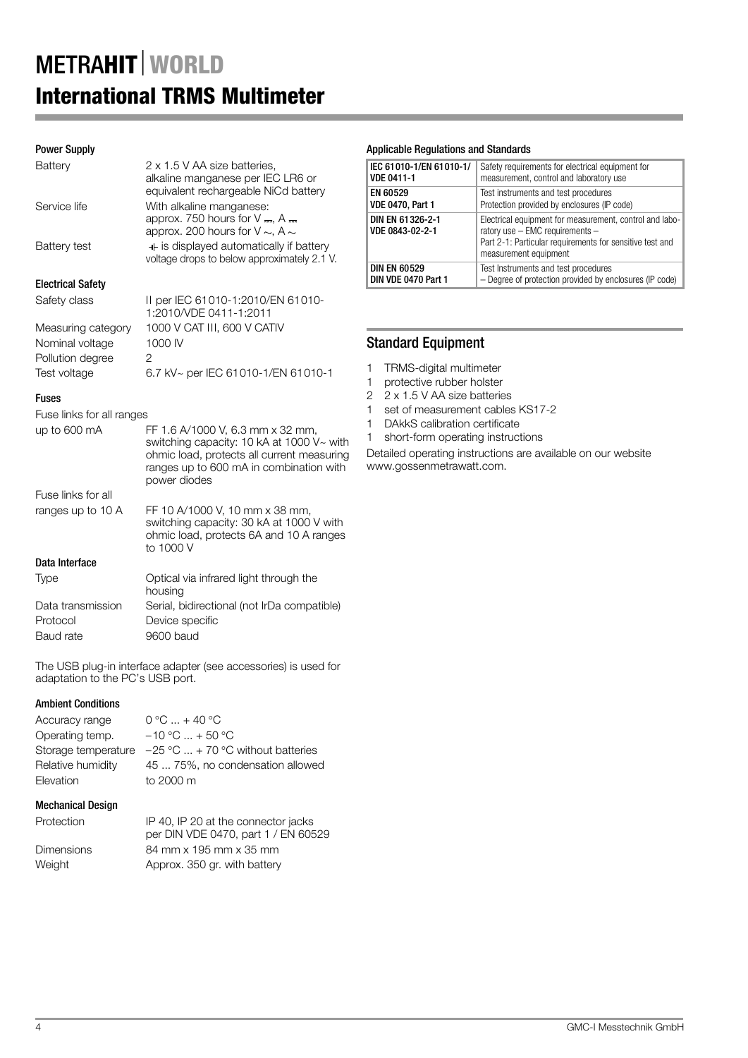# METRAHIT | WORLD

## International TRMS Multimeter

### Power Supply

| | |
|---|---|
| Battery | 2 x 1.5 V AA size batteries, alkaline manganese per IEC LR6 or equivalent rechargeable NiCd battery |
| Service life | With alkaline manganese: approx. 750 hours for V ⎓, A ⎓ approx. 200 hours for V ~, A ~ |
| Battery test | ⊣⊢ is displayed automatically if battery voltage drops to below approximately 2.1 V. |

### Electrical Safety

| | |
|---|---|
| Safety class | II per IEC 61010-1:2010/EN 61010-1:2010/VDE 0411-1:2011 |
| Measuring category | 1000 V CAT III, 600 V CATIV |
| Nominal voltage | 1000 IV |
| Pollution degree | 2 |
| Test voltage | 6.7 kV~ per IEC 61010-1/EN 61010-1 |

### Fuses

Fuse links for all ranges

| | |
|---|---|
| up to 600 mA | FF 1.6 A/1000 V, 6.3 mm x 32 mm, switching capacity: 10 kA at 1000 V~ with ohmic load, protects all current measuring ranges up to 600 mA in combination with power diodes |
| Fuse links for all ranges up to 10 A | FF 10 A/1000 V, 10 mm x 38 mm, switching capacity: 30 kA at 1000 V with ohmic load, protects 6A and 10 A ranges to 1000 V |

### Data Interface

| | |
|---|---|
| Type | Optical via infrared light through the housing |
| Data transmission | Serial, bidirectional (not IrDa compatible) |
| Protocol | Device specific |
| Baud rate | 9600 baud |

The USB plug-in interface adapter (see accessories) is used for adaptation to the PC's USB port.

### Ambient Conditions

| | |
|---|---|
| Accuracy range | 0 °C ... + 40 °C |
| Operating temp. | −10 °C ... + 50 °C |
| Storage temperature | −25 °C ... + 70 °C without batteries |
| Relative humidity | 45 ... 75%, no condensation allowed |
| Elevation | to 2000 m |

### Mechanical Design

| | |
|---|---|
| Protection | IP 40, IP 20 at the connector jacks per DIN VDE 0470, part 1 / EN 60529 |
| Dimensions | 84 mm x 195 mm x 35 mm |
| Weight | Approx. 350 gr. with battery |

### Applicable Regulations and Standards

| | |
|---|---|
| **IEC 61010-1/EN 61010-1/ VDE 0411-1** | Safety requirements for electrical equipment for measurement, control and laboratory use |
| **EN 60529 VDE 0470, Part 1** | Test instruments and test procedures Protection provided by enclosures (IP code) |
| **DIN EN 61326-2-1 VDE 0843-02-2-1** | Electrical equipment for measurement, control and laboratory use – EMC requirements – Part 2-1: Particular requirements for sensitive test and measurement equipment |
| **DIN EN 60529 DIN VDE 0470 Part 1** | Test Instruments and test procedures – Degree of protection provided by enclosures (IP code) |

## Standard Equipment

1 TRMS-digital multimeter
1 protective rubber holster
2 2 x 1.5 V AA size batteries
1 set of measurement cables KS17-2
1 DAkkS calibration certificate
1 short-form operating instructions

Detailed operating instructions are available on our website www.gossenmetrawatt.com.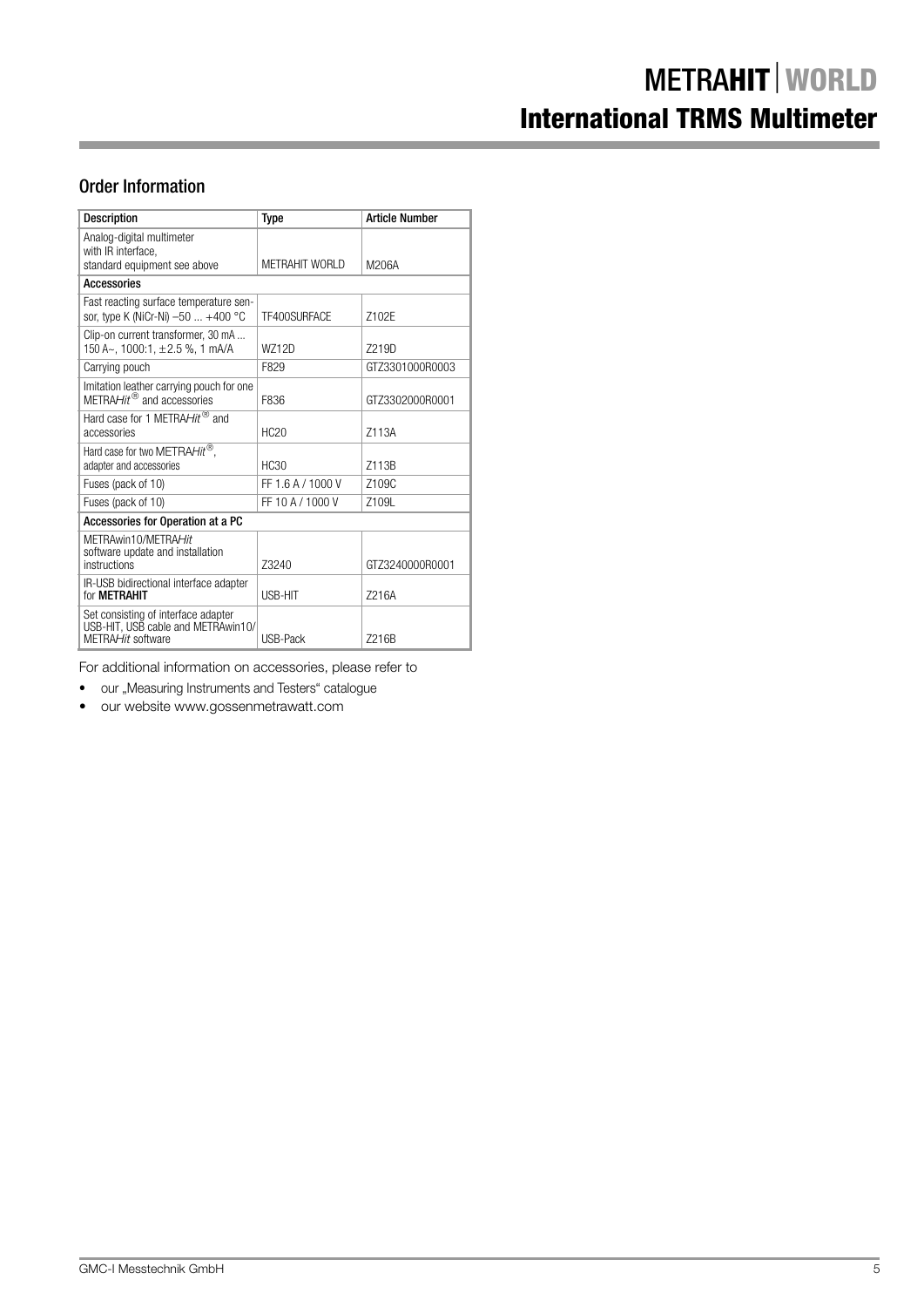## Order Information

| Description | Type | Article Number |
|---|---|---|
| Analog-digital multimeter with IR interface, standard equipment see above | METRAHIT WORLD | M206A |
| **Accessories** | | |
| Fast reacting surface temperature sensor, type K (NiCr-Ni) –50 ... +400 °C | TF400SURFACE | Z102E |
| Clip-on current transformer, 30 mA ... 150 A~, 1000:1, ±2.5 %, 1 mA/A | WZ12D | Z219D |
| Carrying pouch | F829 | GTZ3301000R0003 |
| Imitation leather carrying pouch for one METRA*Hit*® and accessories | F836 | GTZ3302000R0001 |
| Hard case for 1 METRA*Hit*® and accessories | HC20 | Z113A |
| Hard case for two METRA*Hit*®, adapter and accessories | HC30 | Z113B |
| Fuses (pack of 10) | FF 1.6 A / 1000 V | Z109C |
| Fuses (pack of 10) | FF 10 A / 1000 V | Z109L |
| **Accessories for Operation at a PC** | | |
| METRAwin10/METRA*Hit* software update and installation instructions | Z3240 | GTZ3240000R0001 |
| IR-USB bidirectional interface adapter for **METRAHIT** | USB-HIT | Z216A |
| Set consisting of interface adapter USB-HIT, USB cable and METRAwin10/ METRA*Hit* software | USB-Pack | Z216B |

For additional information on accessories, please refer to

- our „Measuring Instruments and Testers“ catalogue
- our website www.gossenmetrawatt.com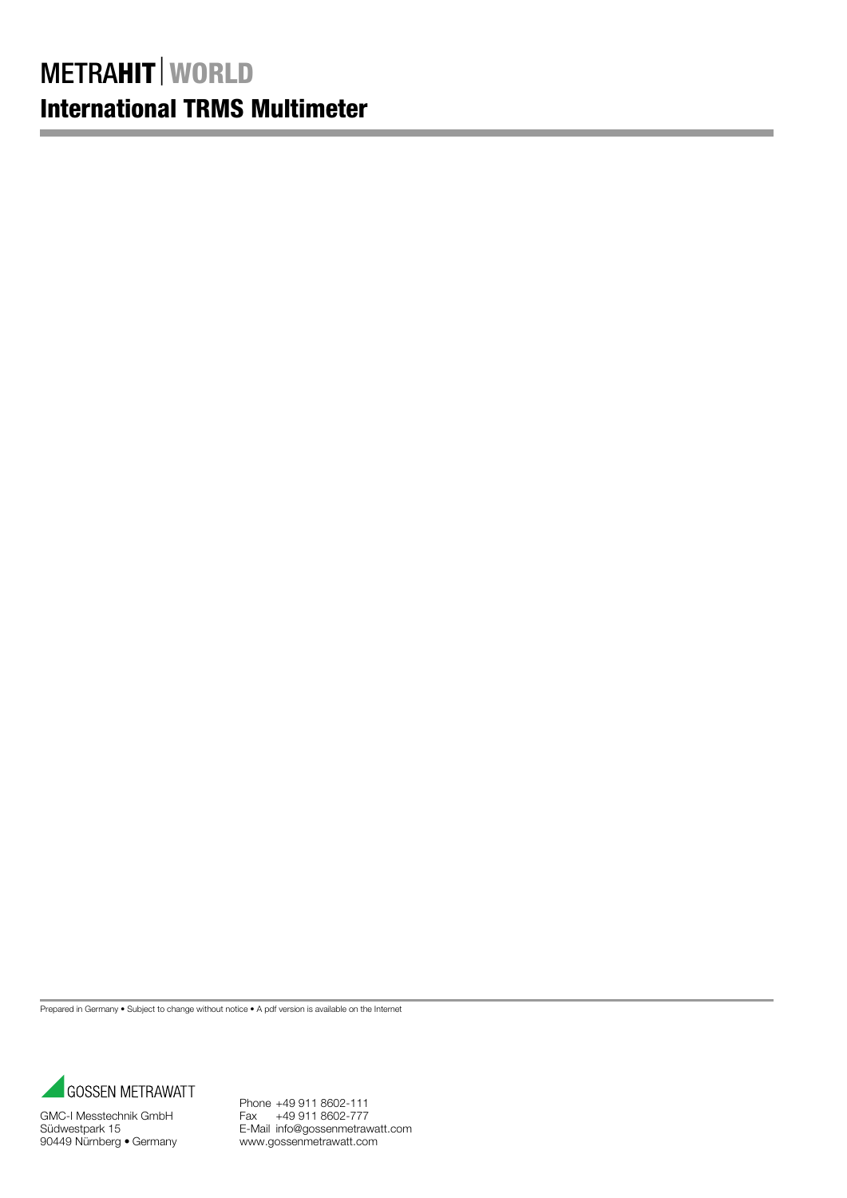# METRAHIT | WORLD

## International TRMS Multimeter

Prepared in Germany • Subject to change without notice • A pdf version is available on the Internet

GOSSEN METRAWATT

GMC-I Messtechnik GmbH
Südwestpark 15
90449 Nürnberg • Germany

Phone +49 911 8602-111
Fax +49 911 8602-777
E-Mail info@gossenmetrawatt.com
www.gossenmetrawatt.com